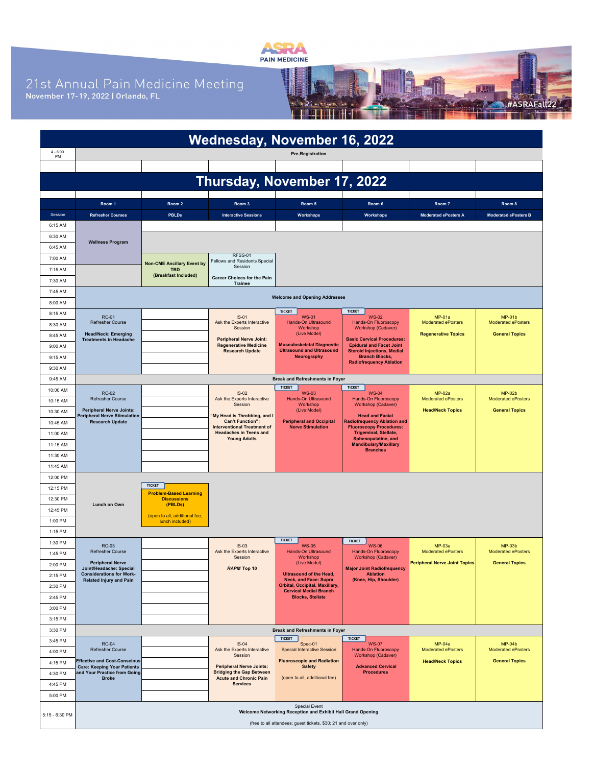# 21st Annual Pain Medicine Meeting

November 17-19, 2022 | Orlando, FL

ASRA PAIN MEDICINE

#ASRAFall22

## Wednesday, November 16, 2022

| Time | Session |
|---|---|
| 4 - 6:00 PM | Pre-Registration |

## Thursday, November 17, 2022

| Session | Room 1 | Room 2 | Room 3 | Room 5 | Room 6 | Room 7 | Room 8 |
|---|---|---|---|---|---|---|---|
| | Refresher Courses | PBLDs | Interactive Sessions | Workshops | Workshops | Moderated ePosters A | Moderated ePosters B |
| 6:15 AM – 7:15 AM | Wellness Program | | | | | | |
| 7:00 AM – 7:45 AM | | Non-CME Ancillary Event by TBD (Breakfast Included) | RFSS-01 Fellows and Residents Special Session **Career Choices for the Pain Trainee** | | | | |
| 7:45 AM – 8:00 AM | Welcome and Opening Addresses | | | | | | |
| 8:15 AM – 9:30 AM | RC-01 Refresher Course **Head/Neck: Emerging Treatments in Headache** | | IS-01 Ask the Experts Interactive Session **Peripheral Nerve Joint: Regenerative Medicine Research Update** | TICKET WS-01 Hands-On Ultrasound Workshop (Live Model) **Musculoskeletal Diagnostic Ultrasound and Ultrasound Neurography** | TICKET WS-02 Hands-On Fluoroscopy Workshop (Cadaver) **Basic Cervical Procedures: Epidural and Facet Joint Steroid Injections, Medial Branch Blocks, Radiofrequency Ablation** | MP-01a Moderated ePosters **Regenerative Topics** | MP-01b Moderated ePosters **General Topics** |
| 9:45 AM | Break and Refreshments in Foyer | | | | | | |
| 10:00 AM – 11:45 AM | RC-02 Refresher Course **Peripheral Nerve Joints: Peripheral Nerve Stimulation Research Update** | | IS-02 Ask the Experts Interactive Session **"My Head is Throbbing, and I Can't Function"; Interventional Treatment of Headaches in Teens and Young Adults** | TICKET WS-03 Hands-On Ultrasound Workshop (Live Model) **Peripheral and Occipital Nerve Stimulation** | TICKET WS-04 Hands-On Fluoroscopy Workshop (Cadaver) **Head and Facial Radiofrequency Ablation and Fluoroscopy Procedures: Trigeminal, Stellate, Sphenopalatine, and Mandibulary/Maxillary Branches** | MP-02a Moderated ePosters **Head/Neck Topics** | MP-02b Moderated ePosters **General Topics** |
| 12:00 PM – 1:15 PM | Lunch on Own | TICKET **Problem-Based Learning Discussions (PBLDs)** (open to all, additional fee, lunch included) | | | | | |
| 1:30 PM – 3:15 PM | RC-03 Refresher Course **Peripheral Nerve Joint/Headache: Special Considerations for Work-Related Injury and Pain** | | IS-03 Ask the Experts Interactive Session ***RAPM* Top 10** | TICKET WS-05 Hands-On Ultrasound Workshop (Live Model) **Ultrasound of the Head, Neck, and Face: Supra Orbital, Occipital, Maxillary, Cervical Medial Branch Blocks, Stellate** | TICKET WS-06 Hands-On Fluoroscopy Workshop (Cadaver) **Major Joint Radiofrequency Ablation (Knee, Hip, Shoulder)** | MP-03a Moderated ePosters **Peripheral Nerve Joint Topics** | MP-03b Moderated ePosters **General Topics** |
| 3:30 PM | Break and Refreshments in Foyer | | | | | | |
| 3:45 PM – 5:00 PM | RC-04 Refresher Course **Effective and Cost-Conscious Care: Keeping Your Patients and Your Practice from Going Broke** | | IS-04 Ask the Experts Interactive Session **Peripheral Nerve Joints: Bridging the Gap Between Acute and Chronic Pain Services** | TICKET Spec-01 Special Interactive Session **Fluoroscopic and Radiation Safety** (open to all, additional fee) | TICKET WS-07 Hands-On Fluoroscopy Workshop (Cadaver) **Advanced Cervical Procedures** | MP-04a Moderated ePosters **Head/Neck Topics** | MP-04b Moderated ePosters **General Topics** |
| 5:15 - 6:30 PM | Special Event **Welcome Networking Reception and Exhibit Hall Grand Opening** (free to all attendees; guest tickets, $30; 21 and over only) | | | | | | |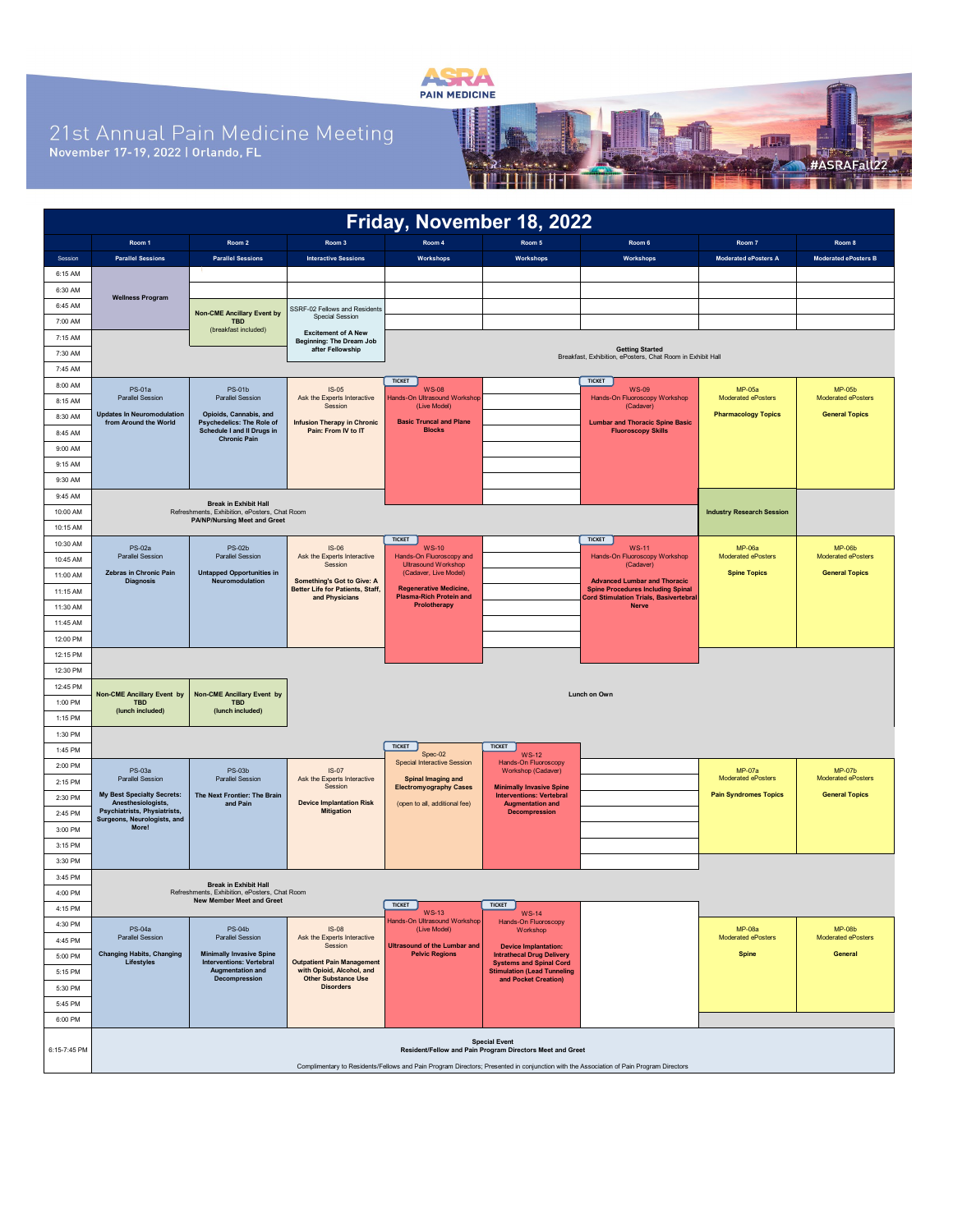# 21st Annual Pain Medicine Meeting

November 17-19, 2022 | Orlando, FL

ASRA PAIN MEDICINE

#ASRAFall22

## Friday, November 18, 2022

| | Room 1 | Room 2 | Room 3 | Room 4 | Room 5 | Room 6 | Room 7 | Room 8 |
|---|---|---|---|---|---|---|---|---|
| Session | Parallel Sessions | Parallel Sessions | Interactive Sessions | Workshops | Workshops | Workshops | Moderated ePosters A | Moderated ePosters B |
| 6:15 AM | **Wellness Program** | | | | | | | |
| 6:30 AM | | | | | | | | |
| 6:45 AM | | **Non-CME Ancillary Event by TBD** (breakfast included) | SSRF-02 Fellows and Residents Special Session | | | | | |
| 7:00 AM | | | | | | | | |
| 7:15 AM | | | **Excitement of A New Beginning: The Dream Job after Fellowship** | **Getting Started** Breakfast, Exhibition, ePosters, Chat Room in Exhibit Hall | | | | |
| 7:30 AM | | | | | | | | |
| 7:45 AM | | | | | | | | |
| 8:00 AM | PS-01a Parallel Session **Updates In Neuromodulation from Around the World** | PS-01b Parallel Session **Opioids, Cannabis, and Psychedelics: The Role of Schedule I and II Drugs in Chronic Pain** | IS-05 Ask the Experts Interactive Session **Infusion Therapy in Chronic Pain: From IV to IT** | TICKET WS-08 Hands-On Ultrasound Workshop (Live Model) **Basic Truncal and Plane Blocks** | | TICKET WS-09 Hands-On Fluoroscopy Workshop (Cadaver) **Lumbar and Thoracic Spine Basic Fluoroscopy Skills** | MP-05a Moderated ePosters **Pharmacology Topics** | MP-05b Moderated ePosters **General Topics** |
| 8:15 AM | | | | | | | | |
| 8:30 AM | | | | | | | | |
| 8:45 AM | | | | | | | | |
| 9:00 AM | | | | | | | | |
| 9:15 AM | | | | | | | | |
| 9:30 AM | | | | | | | | |
| 9:45 AM | **Break in Exhibit Hall** Refreshments, Exhibition, ePosters, Chat Room **PA/NP/Nursing Meet and Greet** | | | | | | **Industry Research Session** | |
| 10:00 AM | | | | | | | | |
| 10:15 AM | | | | | | | | |
| 10:30 AM | PS-02a Parallel Session **Zebras in Chronic Pain Diagnosis** | PS-02b Parallel Session **Untapped Opportunities in Neuromodulation** | IS-06 Ask the Experts Interactive Session **Something's Got to Give: A Better Life for Patients, Staff, and Physicians** | TICKET WS-10 Hands-On Fluoroscopy and Ultrasound Workshop (Cadaver, Live Model) **Regenerative Medicine, Plasma-Rich Protein and Prolotherapy** | | TICKET WS-11 Hands-On Fluoroscopy Workshop (Cadaver) **Advanced Lumbar and Thoracic Spine Procedures Including Spinal Cord Stimulation Trials, Basivertebral Nerve** | MP-06a Moderated ePosters **Spine Topics** | MP-06b Moderated ePosters **General Topics** |
| 10:45 AM | | | | | | | | |
| 11:00 AM | | | | | | | | |
| 11:15 AM | | | | | | | | |
| 11:30 AM | | | | | | | | |
| 11:45 AM | | | | | | | | |
| 12:00 PM | | | | | | | | |
| 12:15 PM | | | | | | | | |
| 12:30 PM | | | | | | | | |
| 12:45 PM | **Non-CME Ancillary Event by TBD** (lunch included) | **Non-CME Ancillary Event by TBD** (lunch included) | **Lunch on Own** | | | | | |
| 1:00 PM | | | | | | | | |
| 1:15 PM | | | | | | | | |
| 1:30 PM | | | | | | | | |
| 1:45 PM | | | | TICKET Spec-02 Special Interactive Session **Spinal Imaging and Electromyography Cases** (open to all, additional fee) | TICKET WS-12 Hands-On Fluoroscopy Workshop (Cadaver) **Minimally Invasive Spine Interventions: Vertebral Augmentation and Decompression** | | | |
| 2:00 PM | PS-03a Parallel Session **My Best Specialty Secrets: Anesthesiologists, Psychiatrists, Physiatrists, Surgeons, Neurologists, and More!** | PS-03b Parallel Session **The Next Frontier: The Brain and Pain** | IS-07 Ask the Experts Interactive Session **Device Implantation Risk Mitigation** | | | | MP-07a Moderated ePosters **Pain Syndromes Topics** | MP-07b Moderated ePosters **General Topics** |
| 2:15 PM | | | | | | | | |
| 2:30 PM | | | | | | | | |
| 2:45 PM | | | | | | | | |
| 3:00 PM | | | | | | | | |
| 3:15 PM | | | | | | | | |
| 3:30 PM | | | | | | | | |
| 3:45 PM | **Break in Exhibit Hall** Refreshments, Exhibition, ePosters, Chat Room **New Member Meet and Greet** | | | | | | | |
| 4:00 PM | | | | | | | | |
| 4:15 PM | | | | TICKET WS-13 Hands-On Ultrasound Workshop (Live Model) **Ultrasound of the Lumbar and Pelvic Regions** | TICKET WS-14 Hands-On Fluoroscopy Workshop **Device Implantation: Intrathecal Drug Delivery Systems and Spinal Cord Stimulation (Lead Tunneling and Pocket Creation)** | | | |
| 4:30 PM | PS-04a Parallel Session **Changing Habits, Changing Lifestyles** | PS-04b Parallel Session **Minimally Invasive Spine Interventions: Vertebral Augmentation and Decompression** | IS-08 Ask the Experts Interactive Session **Outpatient Pain Management with Opioid, Alcohol, and Other Substance Use Disorders** | | | | MP-08a Moderated ePosters **Spine** | MP-08b Moderated ePosters **General** |
| 4:45 PM | | | | | | | | |
| 5:00 PM | | | | | | | | |
| 5:15 PM | | | | | | | | |
| 5:30 PM | | | | | | | | |
| 5:45 PM | | | | | | | | |
| 6:00 PM | | | | | | | | |
| 6:15-7:45 PM | **Special Event** **Resident/Fellow and Pain Program Directors Meet and Greet** Complimentary to Residents/Fellows and Pain Program Directors; Presented in conjunction with the Association of Pain Program Directors | | | | | | | |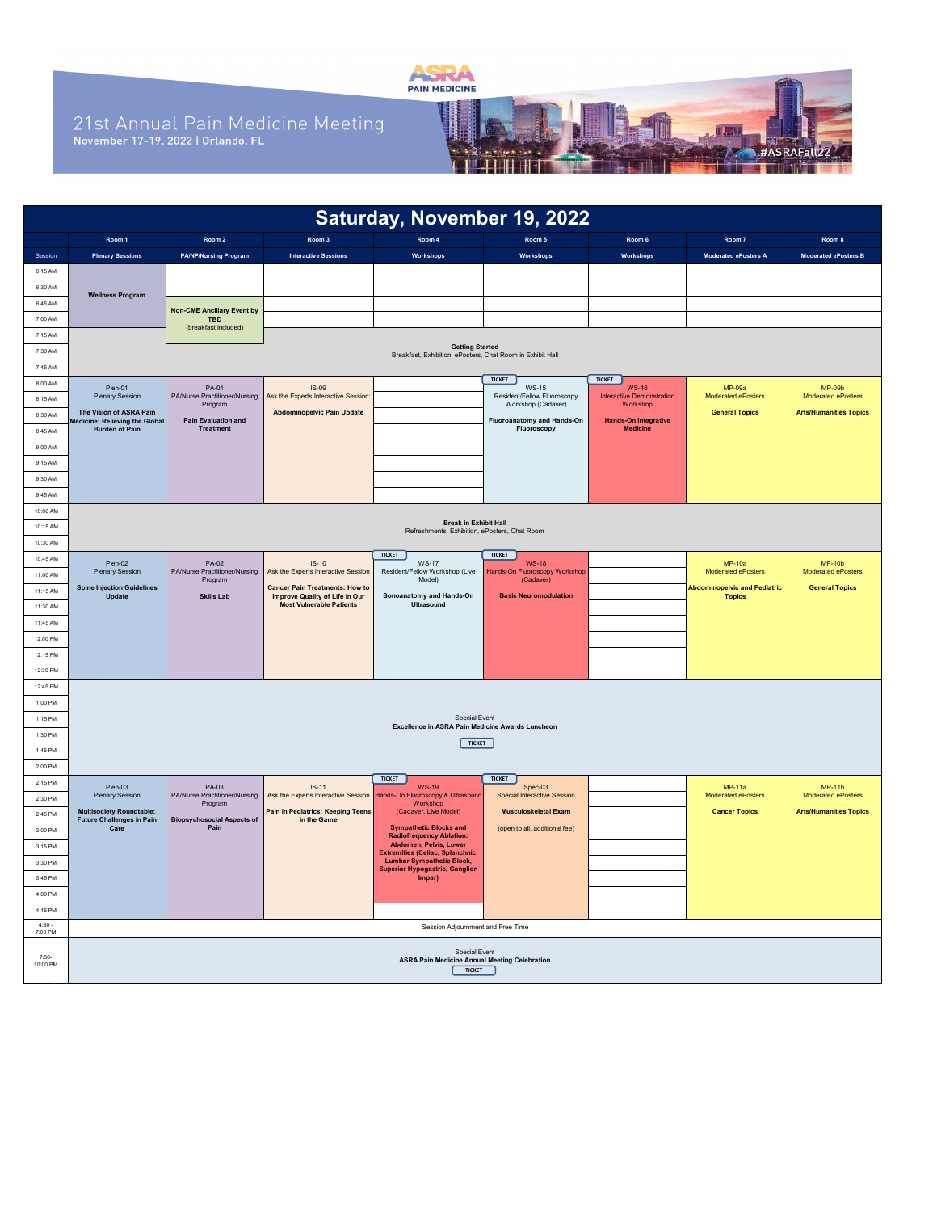# 21st Annual Pain Medicine Meeting

November 17-19, 2022 | Orlando, FL

ASRA PAIN MEDICINE

#ASRAFall22

## Saturday, November 19, 2022

| | Room 1 | Room 2 | Room 3 | Room 4 | Room 5 | Room 6 | Room 7 | Room 8 |
|---|---|---|---|---|---|---|---|---|
| Session | Plenary Sessions | PA/NP/Nursing Program | Interactive Sessions | Workshops | Workshops | Workshops | Moderated ePosters A | Moderated ePosters B |
| 6:15 AM – 7:00 AM | Wellness Program | 6:45 AM – 7:15 AM: Non-CME Ancillary Event by TBD (breakfast included) | | | | | | |
| 7:15 AM – 7:45 AM | Getting Started – Breakfast, Exhibition, ePosters, Chat Room in Exhibit Hall | | | | | | | |
| 8:00 AM – 9:45 AM | Plen-01 Plenary Session **The Vision of ASRA Pain Medicine: Relieving the Global Burden of Pain** | PA-01 PA/Nurse Practitioner/Nursing Program **Pain Evaluation and Treatment** | IS-09 Ask the Experts Interactive Session: **Abdominopelvic Pain Update** | | TICKET WS-15 Resident/Fellow Fluoroscopy Workshop (Cadaver) **Fluoroanatomy and Hands-On Fluoroscopy** | TICKET WS-16 Interactive Demonstration Workshop **Hands-On Integrative Medicine** | MP-09a Moderated ePosters **General Topics** | MP-09b Moderated ePosters **Arts/Humanities Topics** |
| 10:00 AM – 10:30 AM | Break in Exhibit Hall – Refreshments, Exhibition, ePosters, Chat Room | | | | | | | |
| 10:45 AM – 12:30 PM | Plen-02 Plenary Session **Spine Injection Guidelines Update** | PA-02 PA/Nurse Practitioner/Nursing Program **Skills Lab** | IS-10 Ask the Experts Interactive Session **Cancer Pain Treatments: How to Improve Quality of Life in Our Most Vulnerable Patients** | TICKET WS-17 Resident/Fellow Workshop (Live Model) **Sonoanatomy and Hands-On Ultrasound** | TICKET WS-18 Hands-On Fluoroscopy Workshop (Cadaver) **Basic Neuromodulation** | | MP-10a Moderated ePosters **Abdominopelvic and Pediatric Topics** | MP-10b Moderated ePosters **General Topics** |
| 12:45 PM – 2:00 PM | Special Event – **Excellence in ASRA Pain Medicine Awards Luncheon** TICKET | | | | | | | |
| 2:15 PM – 4:15 PM | Plen-03 Plenary Session **Multisociety Roundtable: Future Challenges in Pain Care** | PA-03 PA/Nurse Practitioner/Nursing Program **Biopsychosocial Aspects of Pain** | IS-11 Ask the Experts Interactive Session **Pain in Pediatrics: Keeping Teens in the Game** | TICKET WS-19 Hands-On Fluoroscopy & Ultrasound Workshop (Cadaver, Live Model) **Sympathetic Blocks and Radiofrequency Ablation: Abdomen, Pelvis, Lower Extremities (Celiac, Splanchnic, Lumbar Sympathetic Block, Superior Hypogastric, Ganglion Impar)** | TICKET Spec-03 Special Interactive Session **Musculoskeletal Exam** (open to all, additional fee) | | MP-11a Moderated ePosters **Cancer Topics** | MP-11b Moderated ePosters **Arts/Humanities Topics** |
| 4:30 - 7:00 PM | Session Adjournment and Free Time | | | | | | | |
| 7:00- 10:00 PM | Special Event – **ASRA Pain Medicine Annual Meeting Celebration** TICKET | | | | | | | |